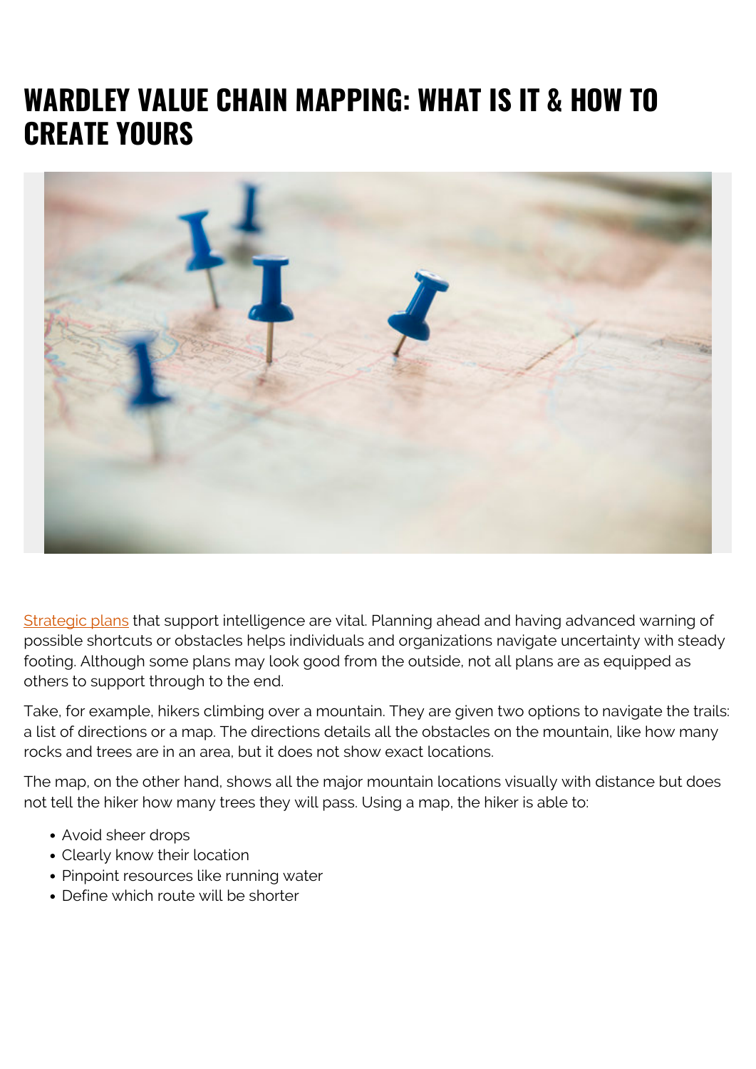# WARDLEY VALUE CHAIN MAPPING: WHAT IS IT & HOW TO CREATE YOURS

Strategic plans that support intelligence are vital. Planning ahead and having advanced warning of possible shortcuts or obstacles helps individuals and organizations navigate uncertainty with steady footing. Although some plans may look good from the outside, not all plans are as equipped as others to support through to the end.

Take, for example, hikers climbing over a mountain. They are given two options to navigate the trails: a list of directions or a map. The directions details all the obstacles on the mountain, like how many rocks and trees are in an area, but it does not show exact locations.

The map, on the other hand, shows all the major mountain locations visually with distance but does not tell the hiker how many trees they will pass. Using a map, the hiker is able to:

- Avoid sheer drops
- Clearly know their location
- Pinpoint resources like running water
- Define which route will be shorter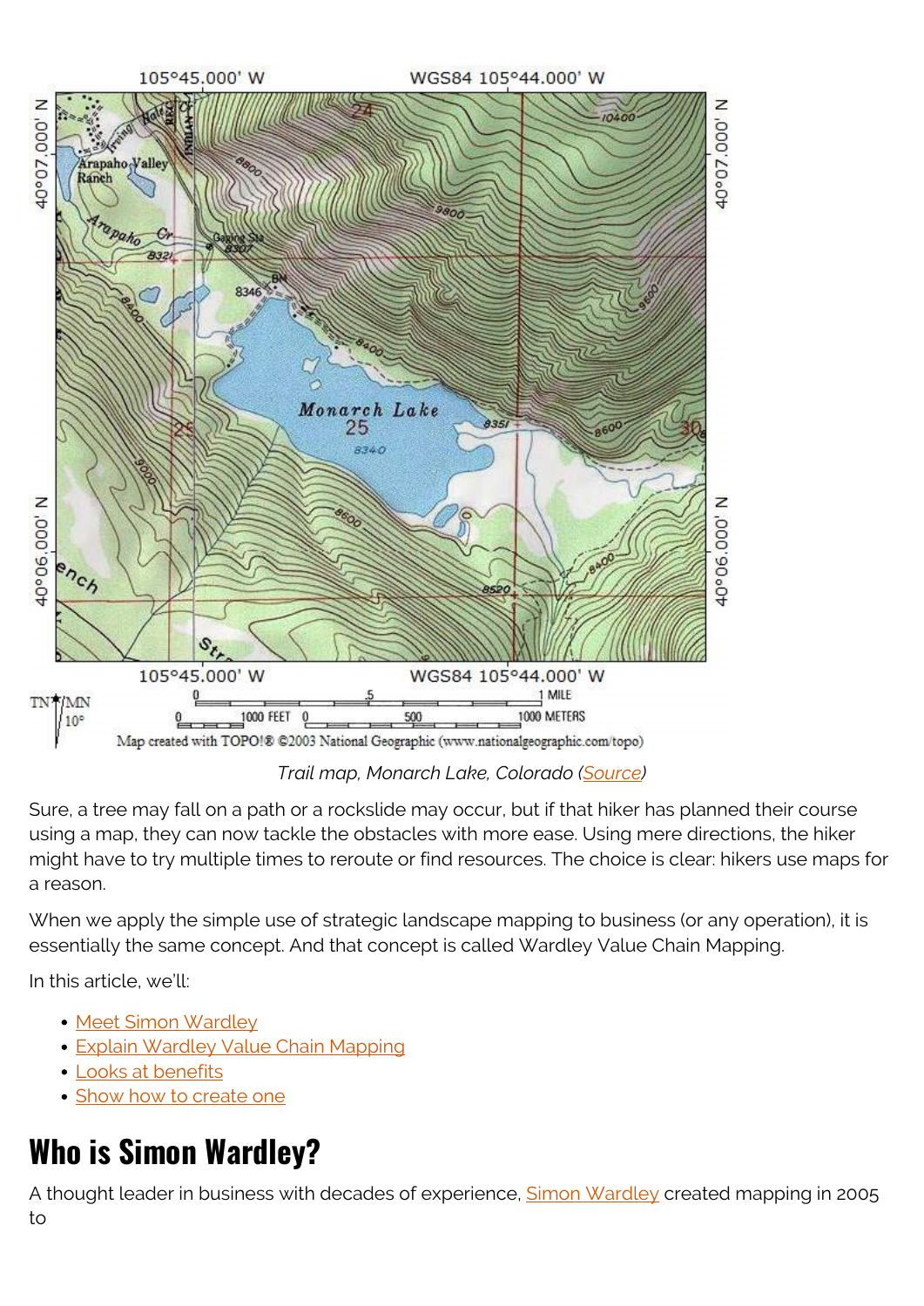Trail map, Monarch Lake, Colorado (Source)

Sure, a tree may fall on a path or a rockslide may occur, but if that hiker has planned their course using a map, they can now tackle the obstacles with more ease. Using mere directions, the hiker might have to try multiple times to reroute or find resources. The choice is clear: hikers use maps for a reason.

When we apply the simple use of strategic landscape mapping to business (or any operation), it is essentially the same concept. And that concept is called Wardley Value Chain Mapping.

In this article, we'll:

- Meet Simon Wardley
- Explain Wardley Value Chain Mapping
- Looks at benefits
- Show how to create one

## Who is Simon Wardley?

A thought leader in business with decades of experience, Simon Wardley created mapping in 2005 to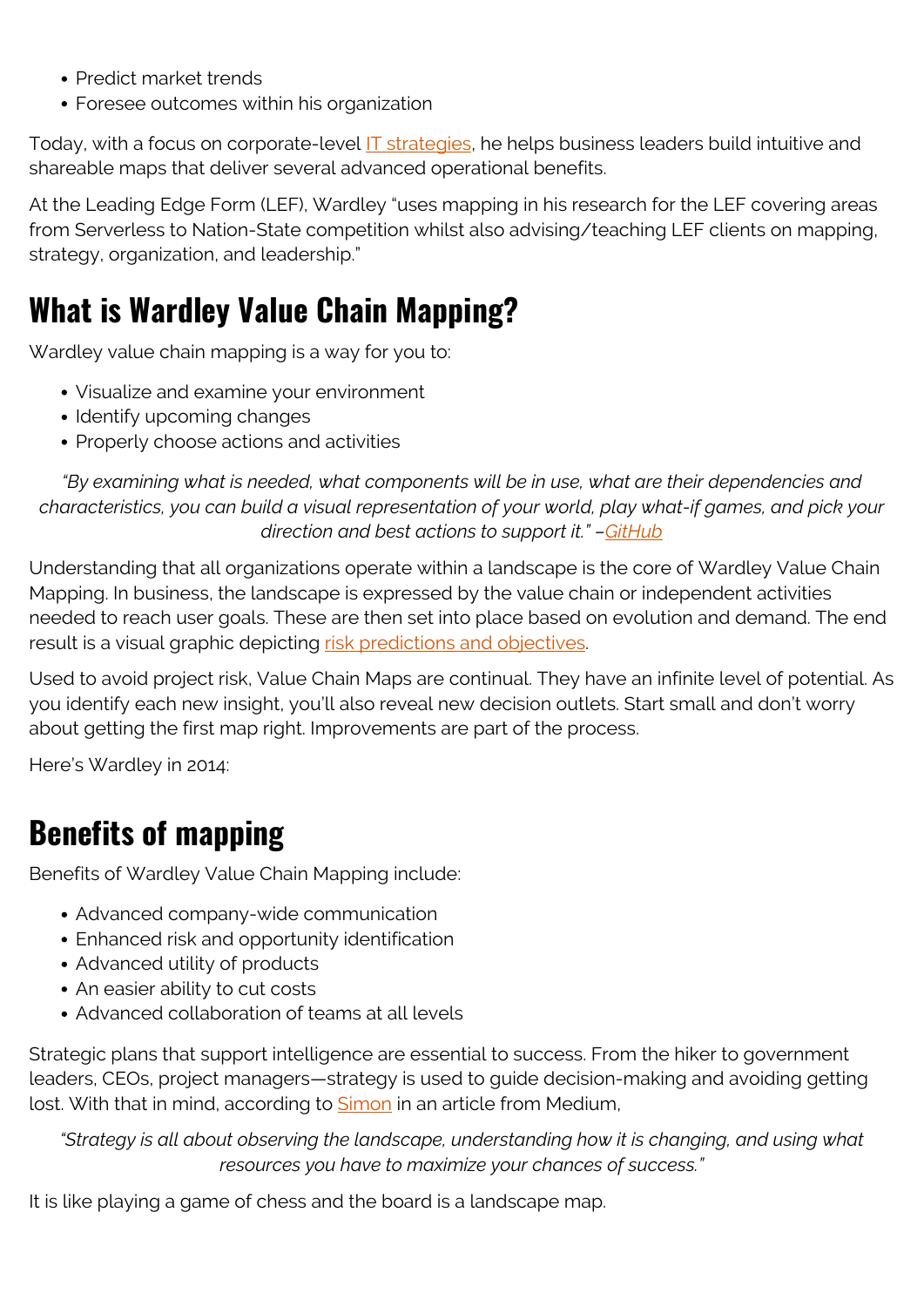- Predict market trends
- Foresee outcomes within his organization

Today, with a focus on corporate-level IT strategies, he helps business leaders build intuitive and shareable maps that deliver several advanced operational benefits.

At the Leading Edge Form (LEF), Wardley "uses mapping in his research for the LEF covering areas from Serverless to Nation-State competition whilst also advising/teaching LEF clients on mapping, strategy, organization, and leadership."

## What is Wardley Value Chain Mapping?

Wardley value chain mapping is a way for you to:

- Visualize and examine your environment
- Identify upcoming changes
- Properly choose actions and activities

*"By examining what is needed, what components will be in use, what are their dependencies and characteristics, you can build a visual representation of your world, play what-if games, and pick your direction and best actions to support it." –GitHub*

Understanding that all organizations operate within a landscape is the core of Wardley Value Chain Mapping. In business, the landscape is expressed by the value chain or independent activities needed to reach user goals. These are then set into place based on evolution and demand. The end result is a visual graphic depicting risk predictions and objectives.

Used to avoid project risk, Value Chain Maps are continual. They have an infinite level of potential. As you identify each new insight, you'll also reveal new decision outlets. Start small and don't worry about getting the first map right. Improvements are part of the process.

Here's Wardley in 2014:

## Benefits of mapping

Benefits of Wardley Value Chain Mapping include:

- Advanced company-wide communication
- Enhanced risk and opportunity identification
- Advanced utility of products
- An easier ability to cut costs
- Advanced collaboration of teams at all levels

Strategic plans that support intelligence are essential to success. From the hiker to government leaders, CEOs, project managers—strategy is used to guide decision-making and avoiding getting lost. With that in mind, according to Simon in an article from Medium,

*"Strategy is all about observing the landscape, understanding how it is changing, and using what resources you have to maximize your chances of success."*

It is like playing a game of chess and the board is a landscape map.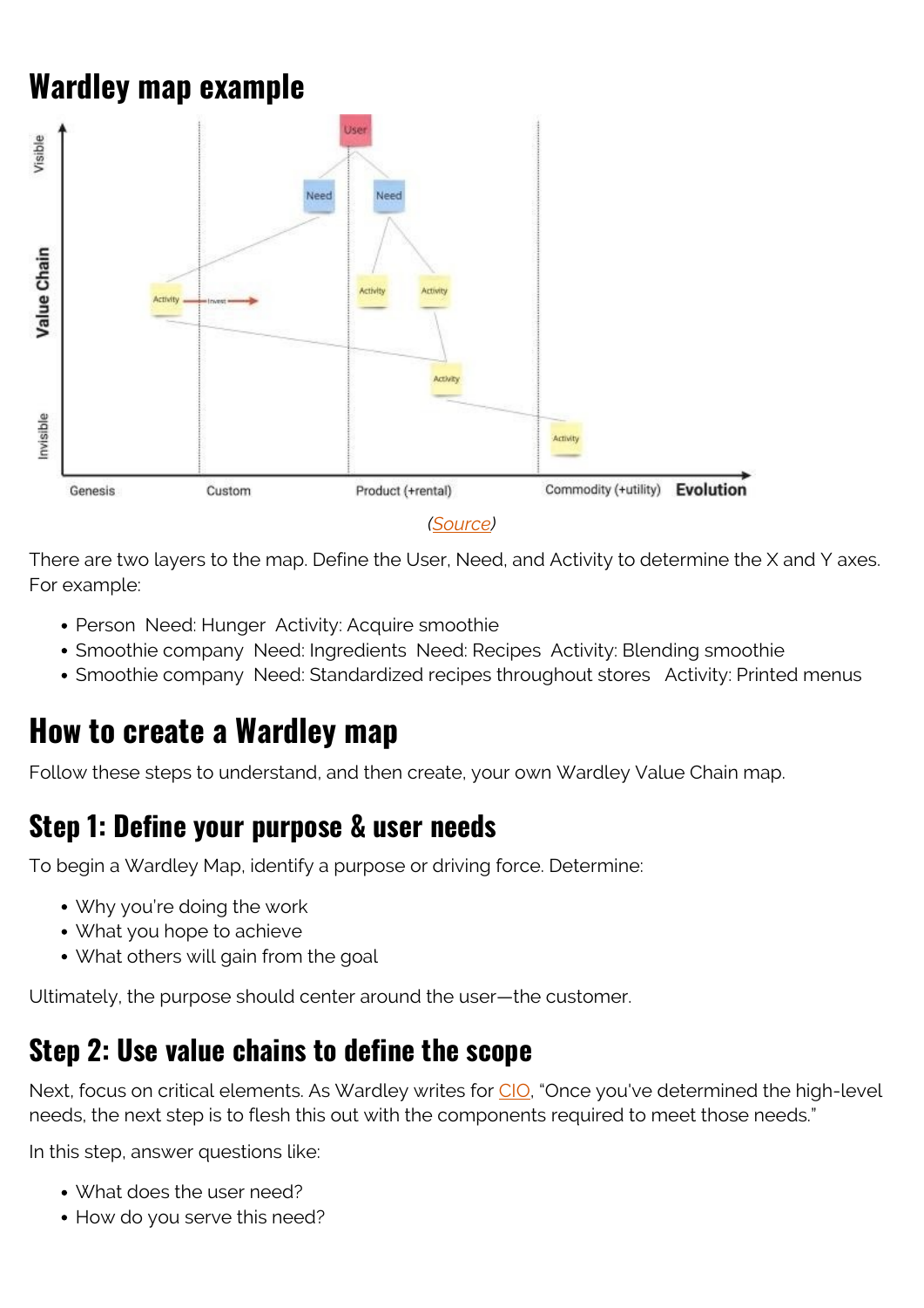# Wardley map example

(Source)

There are two layers to the map. Define the User, Need, and Activity to determine the X and Y axes. For example:

- Person  Need: Hunger  Activity: Acquire smoothie
- Smoothie company  Need: Ingredients  Need: Recipes  Activity: Blending smoothie
- Smoothie company  Need: Standardized recipes throughout stores   Activity: Printed menus

# How to create a Wardley map

Follow these steps to understand, and then create, your own Wardley Value Chain map.

## Step 1: Define your purpose & user needs

To begin a Wardley Map, identify a purpose or driving force. Determine:

- Why you're doing the work
- What you hope to achieve
- What others will gain from the goal

Ultimately, the purpose should center around the user—the customer.

## Step 2: Use value chains to define the scope

Next, focus on critical elements. As Wardley writes for CIO, "Once you've determined the high-level needs, the next step is to flesh this out with the components required to meet those needs."

In this step, answer questions like:

- What does the user need?
- How do you serve this need?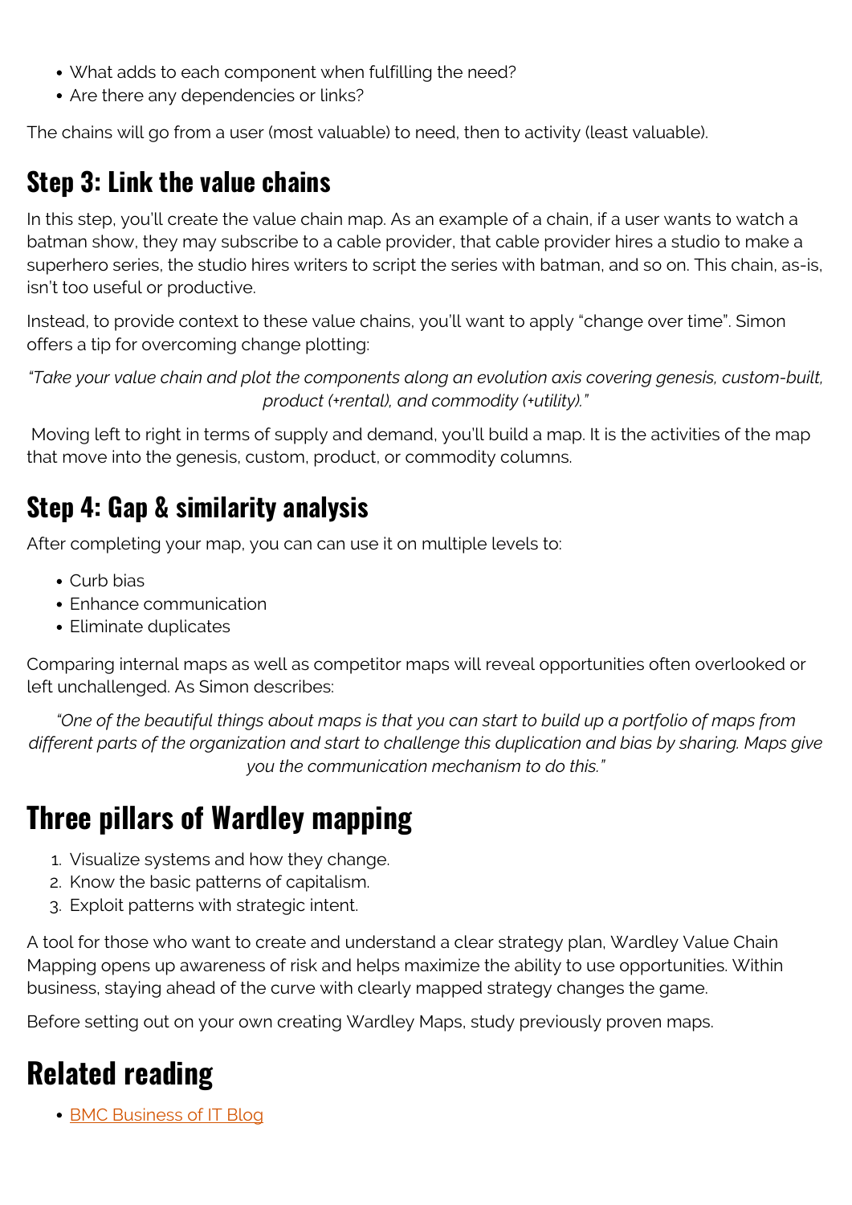- What adds to each component when fulfilling the need?
- Are there any dependencies or links?

The chains will go from a user (most valuable) to need, then to activity (least valuable).

## Step 3: Link the value chains

In this step, you'll create the value chain map. As an example of a chain, if a user wants to watch a batman show, they may subscribe to a cable provider, that cable provider hires a studio to make a superhero series, the studio hires writers to script the series with batman, and so on. This chain, as-is, isn't too useful or productive.

Instead, to provide context to these value chains, you'll want to apply "change over time". Simon offers a tip for overcoming change plotting:

*"Take your value chain and plot the components along an evolution axis covering genesis, custom-built, product (+rental), and commodity (+utility)."*

Moving left to right in terms of supply and demand, you'll build a map. It is the activities of the map that move into the genesis, custom, product, or commodity columns.

## Step 4: Gap & similarity analysis

After completing your map, you can can use it on multiple levels to:

- Curb bias
- Enhance communication
- Eliminate duplicates

Comparing internal maps as well as competitor maps will reveal opportunities often overlooked or left unchallenged. As Simon describes:

*"One of the beautiful things about maps is that you can start to build up a portfolio of maps from different parts of the organization and start to challenge this duplication and bias by sharing. Maps give you the communication mechanism to do this."*

# Three pillars of Wardley mapping

1. Visualize systems and how they change.
2. Know the basic patterns of capitalism.
3. Exploit patterns with strategic intent.

A tool for those who want to create and understand a clear strategy plan, Wardley Value Chain Mapping opens up awareness of risk and helps maximize the ability to use opportunities. Within business, staying ahead of the curve with clearly mapped strategy changes the game.

Before setting out on your own creating Wardley Maps, study previously proven maps.

# Related reading

- BMC Business of IT Blog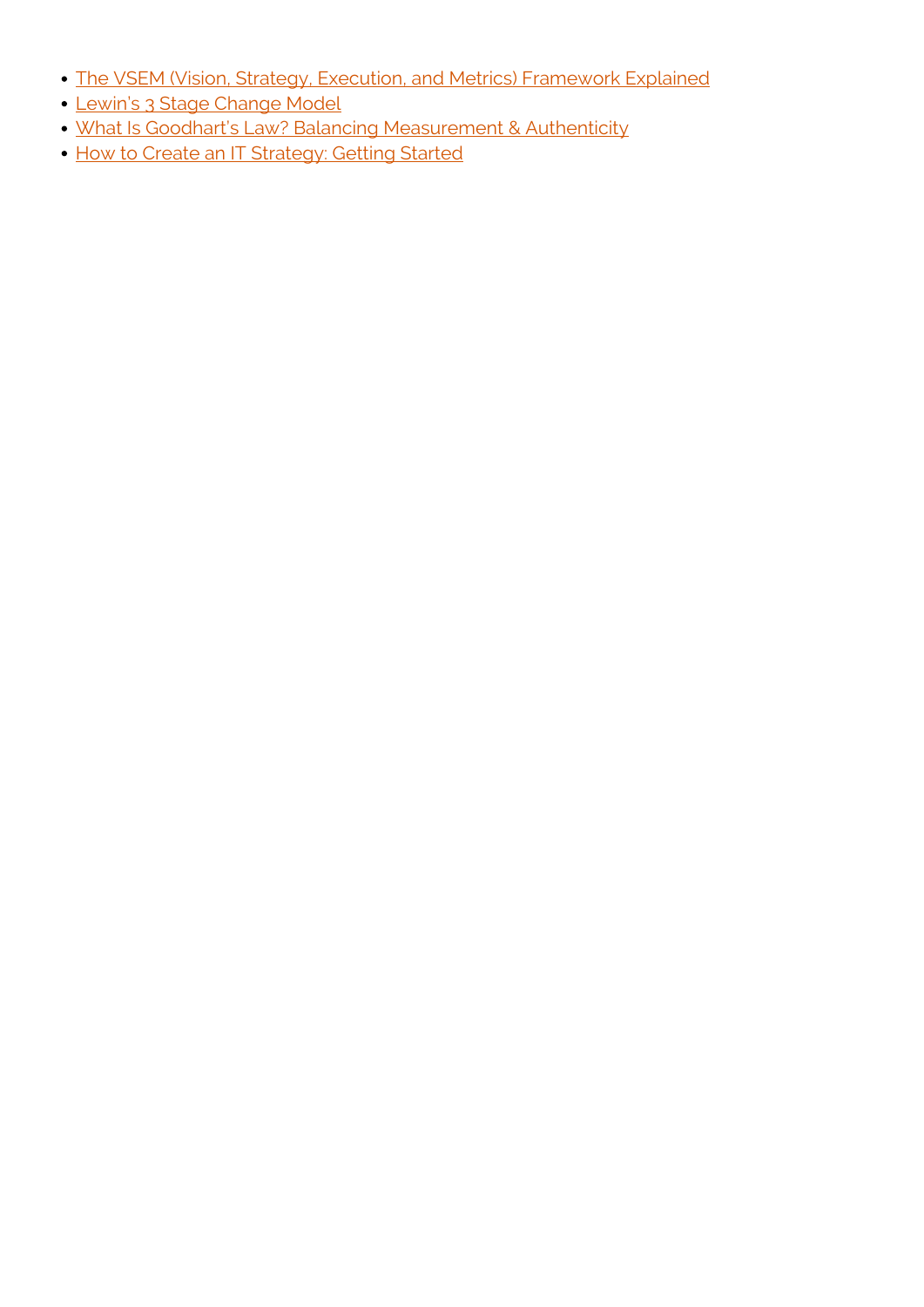- The VSEM (Vision, Strategy, Execution, and Metrics) Framework Explained
- Lewin's 3 Stage Change Model
- What Is Goodhart's Law? Balancing Measurement & Authenticity
- How to Create an IT Strategy: Getting Started